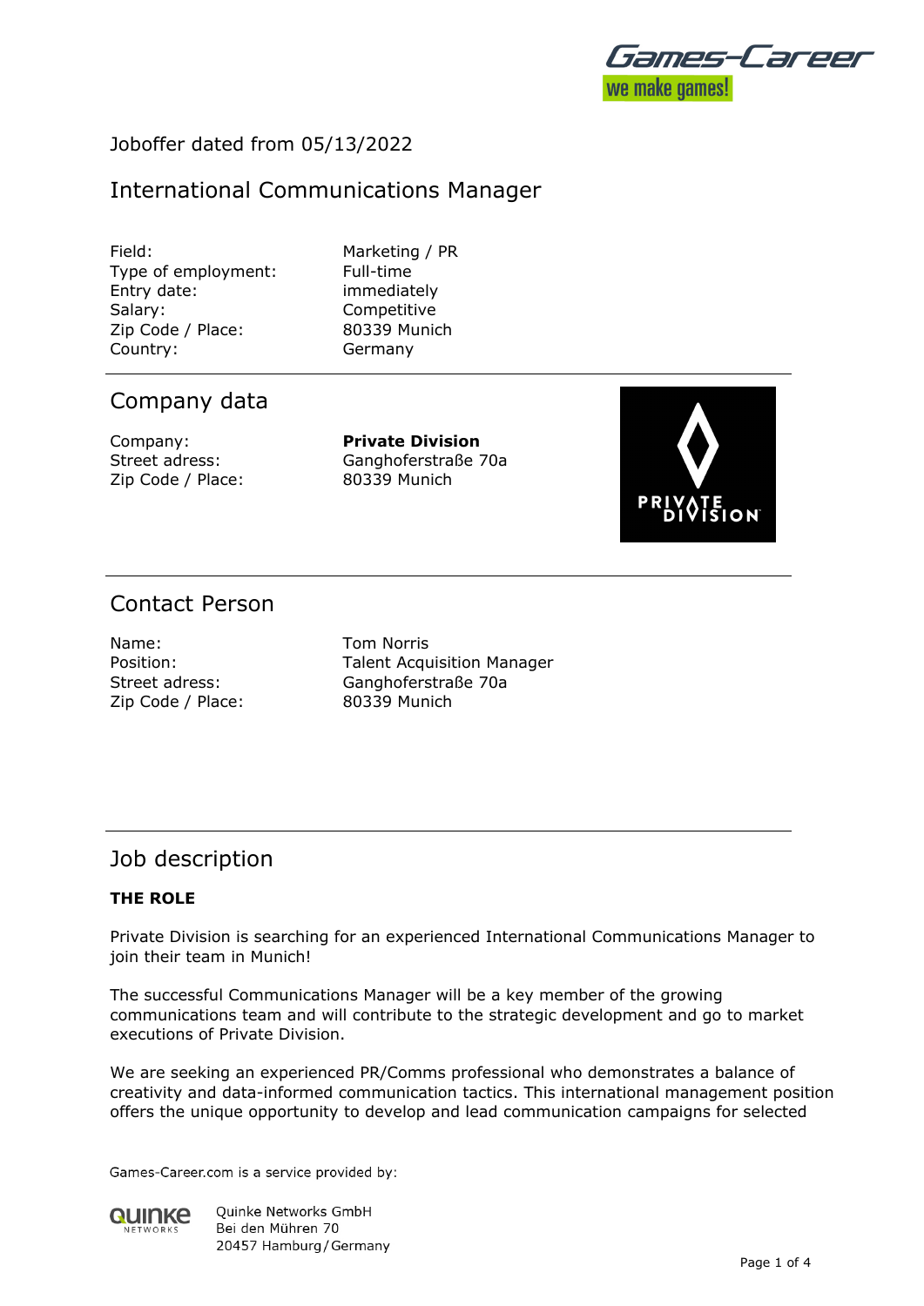Joboffer dated from 05/13/2022

# International Communications Manager

| | |
|---|---|
| Field: | Marketing / PR |
| Type of employment: | Full-time |
| Entry date: | immediately |
| Salary: | Competitive |
| Zip Code / Place: | 80339 Munich |
| Country: | Germany |

## Company data

| | |
|---|---|
| Company: | **Private Division** |
| Street adress: | Ganghoferstraße 70a |
| Zip Code / Place: | 80339 Munich |

## Contact Person

| | |
|---|---|
| Name: | Tom Norris |
| Position: | Talent Acquisition Manager |
| Street adress: | Ganghoferstraße 70a |
| Zip Code / Place: | 80339 Munich |

## Job description

**THE ROLE**

Private Division is searching for an experienced International Communications Manager to join their team in Munich!

The successful Communications Manager will be a key member of the growing communications team and will contribute to the strategic development and go to market executions of Private Division.

We are seeking an experienced PR/Comms professional who demonstrates a balance of creativity and data-informed communication tactics. This international management position offers the unique opportunity to develop and lead communication campaigns for selected

Games-Career.com is a service provided by:

Quinke Networks GmbH
Bei den Mühren 70
20457 Hamburg / Germany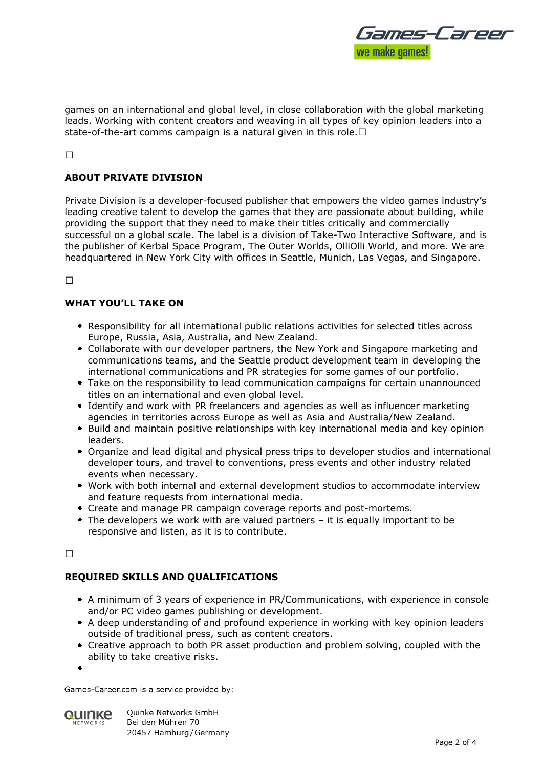games on an international and global level, in close collaboration with the global marketing leads. Working with content creators and weaving in all types of key opinion leaders into a state-of-the-art comms campaign is a natural given in this role.

### ABOUT PRIVATE DIVISION

Private Division is a developer-focused publisher that empowers the video games industry's leading creative talent to develop the games that they are passionate about building, while providing the support that they need to make their titles critically and commercially successful on a global scale. The label is a division of Take-Two Interactive Software, and is the publisher of Kerbal Space Program, The Outer Worlds, OlliOlli World, and more. We are headquartered in New York City with offices in Seattle, Munich, Las Vegas, and Singapore.

### WHAT YOU'LL TAKE ON

- Responsibility for all international public relations activities for selected titles across Europe, Russia, Asia, Australia, and New Zealand.
- Collaborate with our developer partners, the New York and Singapore marketing and communications teams, and the Seattle product development team in developing the international communications and PR strategies for some games of our portfolio.
- Take on the responsibility to lead communication campaigns for certain unannounced titles on an international and even global level.
- Identify and work with PR freelancers and agencies as well as influencer marketing agencies in territories across Europe as well as Asia and Australia/New Zealand.
- Build and maintain positive relationships with key international media and key opinion leaders.
- Organize and lead digital and physical press trips to developer studios and international developer tours, and travel to conventions, press events and other industry related events when necessary.
- Work with both internal and external development studios to accommodate interview and feature requests from international media.
- Create and manage PR campaign coverage reports and post-mortems.
- The developers we work with are valued partners – it is equally important to be responsive and listen, as it is to contribute.

### REQUIRED SKILLS AND QUALIFICATIONS

- A minimum of 3 years of experience in PR/Communications, with experience in console and/or PC video games publishing or development.
- A deep understanding of and profound experience in working with key opinion leaders outside of traditional press, such as content creators.
- Creative approach to both PR asset production and problem solving, coupled with the ability to take creative risks.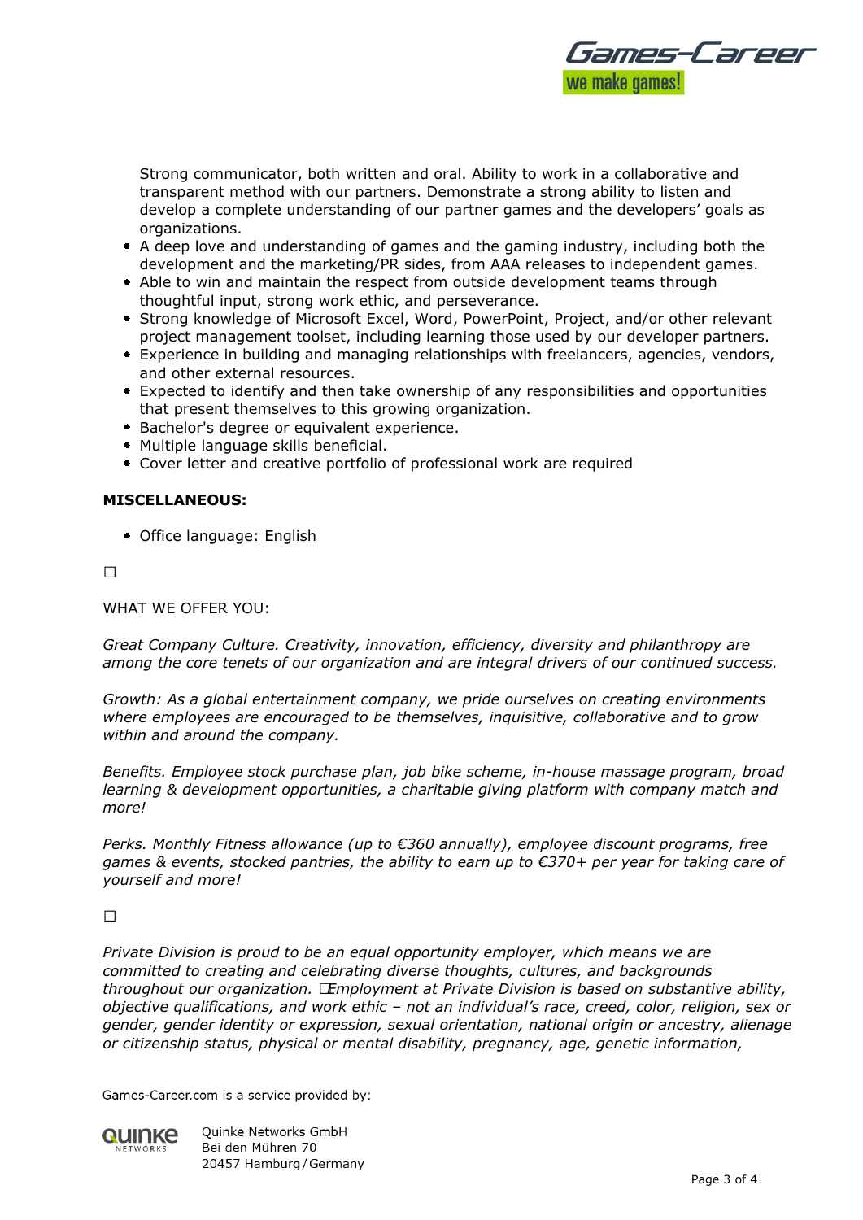Strong communicator, both written and oral. Ability to work in a collaborative and transparent method with our partners. Demonstrate a strong ability to listen and develop a complete understanding of our partner games and the developers' goals as organizations.

- A deep love and understanding of games and the gaming industry, including both the development and the marketing/PR sides, from AAA releases to independent games.
- Able to win and maintain the respect from outside development teams through thoughtful input, strong work ethic, and perseverance.
- Strong knowledge of Microsoft Excel, Word, PowerPoint, Project, and/or other relevant project management toolset, including learning those used by our developer partners.
- Experience in building and managing relationships with freelancers, agencies, vendors, and other external resources.
- Expected to identify and then take ownership of any responsibilities and opportunities that present themselves to this growing organization.
- Bachelor's degree or equivalent experience.
- Multiple language skills beneficial.
- Cover letter and creative portfolio of professional work are required

**MISCELLANEOUS:**

- Office language: English

☐

WHAT WE OFFER YOU:

*Great Company Culture. Creativity, innovation, efficiency, diversity and philanthropy are among the core tenets of our organization and are integral drivers of our continued success.*

*Growth: As a global entertainment company, we pride ourselves on creating environments where employees are encouraged to be themselves, inquisitive, collaborative and to grow within and around the company.*

*Benefits. Employee stock purchase plan, job bike scheme, in-house massage program, broad learning & development opportunities, a charitable giving platform with company match and more!*

*Perks. Monthly Fitness allowance (up to €360 annually), employee discount programs, free games & events, stocked pantries, the ability to earn up to €370+ per year for taking care of yourself and more!*

☐

*Private Division is proud to be an equal opportunity employer, which means we are committed to creating and celebrating diverse thoughts, cultures, and backgrounds throughout our organization. Employment at Private Division is based on substantive ability, objective qualifications, and work ethic – not an individual's race, creed, color, religion, sex or gender, gender identity or expression, sexual orientation, national origin or ancestry, alienage or citizenship status, physical or mental disability, pregnancy, age, genetic information,*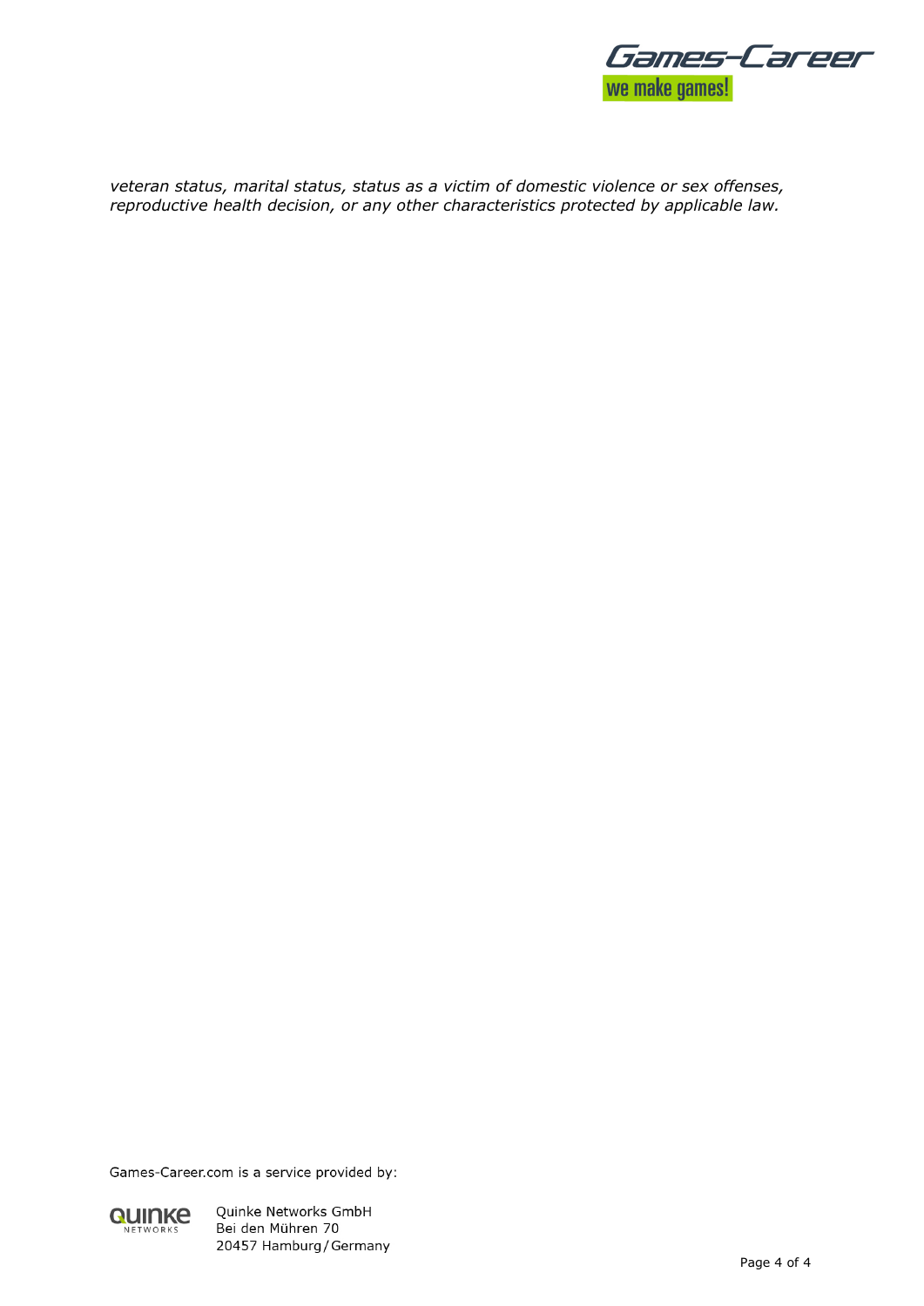*veteran status, marital status, status as a victim of domestic violence or sex offenses, reproductive health decision, or any other characteristics protected by applicable law.*